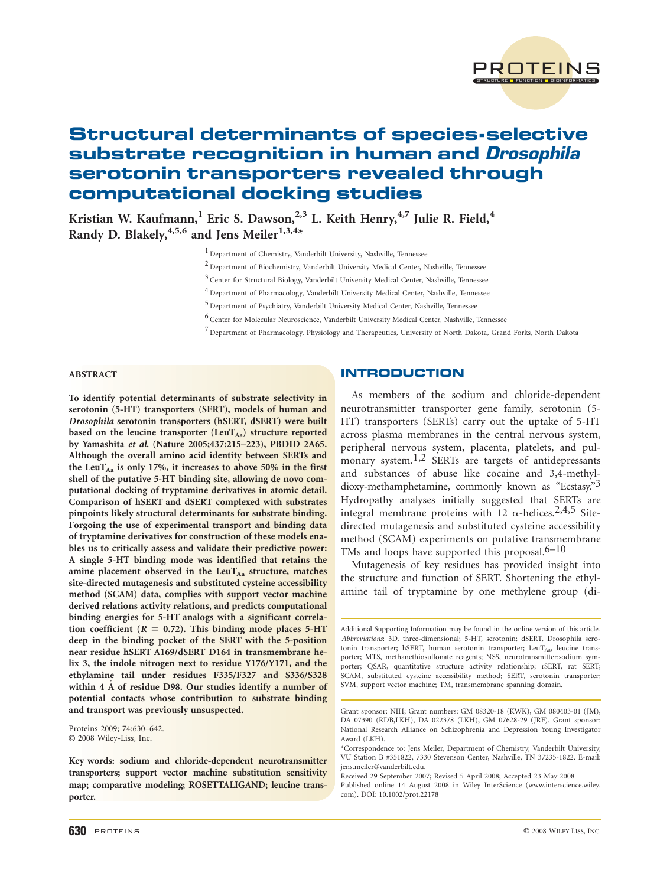# Structural determinants of species-selective substrate recognition in human and *Drosophila* serotonin transporters revealed through computational docking studies

**Kristian W. Kaufmann,[1] Eric S. Dawson,[2,3] L. Keith Henry,[4,7] Julie R. Field,[4] Randy D. Blakely,[4,5,6] and Jens Meiler[1,3,4]***

[1] Department of Chemistry, Vanderbilt University, Nashville, Tennessee

[2] Department of Biochemistry, Vanderbilt University Medical Center, Nashville, Tennessee

[3] Center for Structural Biology, Vanderbilt University Medical Center, Nashville, Tennessee

[4] Department of Pharmacology, Vanderbilt University Medical Center, Nashville, Tennessee

[5] Department of Psychiatry, Vanderbilt University Medical Center, Nashville, Tennessee

[6] Center for Molecular Neuroscience, Vanderbilt University Medical Center, Nashville, Tennessee

[7] Department of Pharmacology, Physiology and Therapeutics, University of North Dakota, Grand Forks, North Dakota

## ABSTRACT

**To identify potential determinants of substrate selectivity in serotonin (5-HT) transporters (SERT), models of human and *Drosophila* serotonin transporters (hSERT, dSERT) were built based on the leucine transporter ($LeuT_{Aa}$) structure reported by Yamashita *et al.* (Nature 2005;437:215–223), PBDID 2A65. Although the overall amino acid identity between SERTs and the $LeuT_{Aa}$ is only 17%, it increases to above 50% in the first shell of the putative 5-HT binding site, allowing de novo computational docking of tryptamine derivatives in atomic detail. Comparison of hSERT and dSERT complexed with substrates pinpoints likely structural determinants for substrate binding. Forgoing the use of experimental transport and binding data of tryptamine derivatives for construction of these models enables us to critically assess and validate their predictive power: A single 5-HT binding mode was identified that retains the amine placement observed in the $LeuT_{Aa}$ structure, matches site-directed mutagenesis and substituted cysteine accessibility method (SCAM) data, complies with support vector machine derived relations activity relations, and predicts computational binding energies for 5-HT analogs with a significant correlation coefficient ($R = 0.72$). This binding mode places 5-HT deep in the binding pocket of the SERT with the 5-position near residue hSERT A169/dSERT D164 in transmembrane helix 3, the indole nitrogen next to residue Y176/Y171, and the ethylamine tail under residues F335/F327 and S336/S328 within 4 Å of residue D98. Our studies identify a number of potential contacts whose contribution to substrate binding and transport was previously unsuspected.**

Proteins 2009; 74:630–642.
© 2008 Wiley-Liss, Inc.

**Key words: sodium and chloride-dependent neurotransmitter transporters; support vector machine substitution sensitivity map; comparative modeling; ROSETTALIGAND; leucine transporter.**

## INTRODUCTION

As members of the sodium and chloride-dependent neurotransmitter transporter gene family, serotonin (5-HT) transporters (SERTs) carry out the uptake of 5-HT across plasma membranes in the central nervous system, peripheral nervous system, placenta, platelets, and pulmonary system.[1,2] SERTs are targets of antidepressants and substances of abuse like cocaine and 3,4-methyldioxy-methamphetamine, commonly known as "Ecstasy."[3] Hydropathy analyses initially suggested that SERTs are integral membrane proteins with 12 α-helices.[2,4,5] Site-directed mutagenesis and substituted cysteine accessibility method (SCAM) experiments on putative transmembrane TMs and loops have supported this proposal.[6–10]

Mutagenesis of key residues has provided insight into the structure and function of SERT. Shortening the ethylamine tail of tryptamine by one methylene group (di-

---

Additional Supporting Information may be found in the online version of this article.
*Abbreviations*: 3D, three-dimensional; 5-HT, serotonin; dSERT, Drosophila serotonin transporter; hSERT, human serotonin transporter; $LeuT_{Aa}$, leucine transporter; MTS, methanethiosulfonate reagents; NSS, neurotransmitter:sodium symporter; QSAR, quantitative structure activity relationship; rSERT, rat SERT; SCAM, substituted cysteine accessibility method; SERT, serotonin transporter; SVM, support vector machine; TM, transmembrane spanning domain.

Grant sponsor: NIH; Grant numbers: GM 08320-18 (KWK), GM 080403-01 (JM), DA 07390 (RDB,LKH), DA 022378 (LKH), GM 07628-29 (JRF). Grant sponsor: National Research Alliance on Schizophrenia and Depression Young Investigator Award (LKH).
*Correspondence to: Jens Meiler, Department of Chemistry, Vanderbilt University, VU Station B #351822, 7330 Stevenson Center, Nashville, TN 37235-1822. E-mail: jens.meiler@vanderbilt.edu.
Received 29 September 2007; Revised 5 April 2008; Accepted 23 May 2008
Published online 14 August 2008 in Wiley InterScience (www.interscience.wiley.com). DOI: 10.1002/prot.22178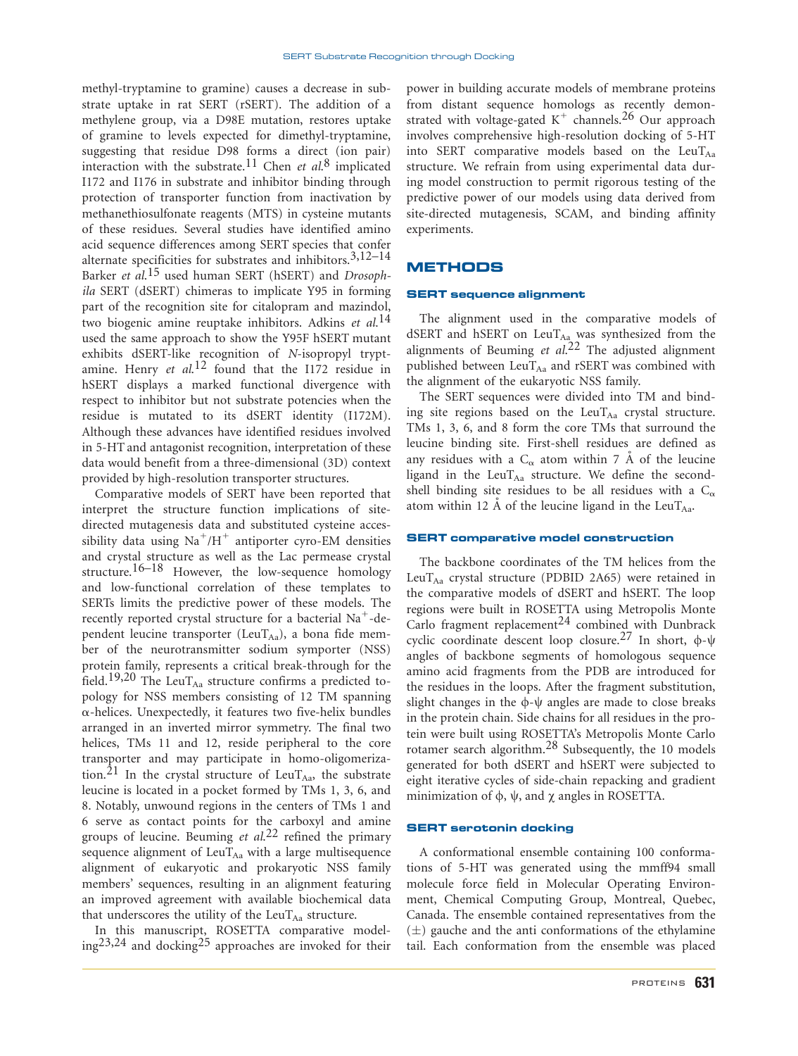methyl-tryptamine to gramine) causes a decrease in substrate uptake in rat SERT (rSERT). The addition of a methylene group, via a D98E mutation, restores uptake of gramine to levels expected for dimethyl-tryptamine, suggesting that residue D98 forms a direct (ion pair) interaction with the substrate.[11] Chen *et al.*[8] implicated I172 and I176 in substrate and inhibitor binding through protection of transporter function from inactivation by methanethiosulfonate reagents (MTS) in cysteine mutants of these residues. Several studies have identified amino acid sequence differences among SERT species that confer alternate specificities for substrates and inhibitors.[3,12–14] Barker *et al.*[15] used human SERT (hSERT) and *Drosophila* SERT (dSERT) chimeras to implicate Y95 in forming part of the recognition site for citalopram and mazindol, two biogenic amine reuptake inhibitors. Adkins *et al.*[14] used the same approach to show the Y95F hSERT mutant exhibits dSERT-like recognition of *N*-isopropyl tryptamine. Henry *et al.*[12] found that the I172 residue in hSERT displays a marked functional divergence with respect to inhibitor but not substrate potencies when the residue is mutated to its dSERT identity (I172M). Although these advances have identified residues involved in 5-HT and antagonist recognition, interpretation of these data would benefit from a three-dimensional (3D) context provided by high-resolution transporter structures.

Comparative models of SERT have been reported that interpret the structure function implications of site-directed mutagenesis data and substituted cysteine accessibility data using $Na^+/H^+$ antiporter cyro-EM densities and crystal structure as well as the Lac permease crystal structure.[16–18] However, the low-sequence homology and low-functional correlation of these templates to SERTs limits the predictive power of these models. The recently reported crystal structure for a bacterial $Na^+$-dependent leucine transporter ($LeuT_{Aa}$), a bona fide member of the neurotransmitter sodium symporter (NSS) protein family, represents a critical break-through for the field.[19,20] The $LeuT_{Aa}$ structure confirms a predicted topology for NSS members consisting of 12 TM spanning α-helices. Unexpectedly, it features two five-helix bundles arranged in an inverted mirror symmetry. The final two helices, TMs 11 and 12, reside peripheral to the core transporter and may participate in homo-oligomerization.[21] In the crystal structure of $LeuT_{Aa}$, the substrate leucine is located in a pocket formed by TMs 1, 3, 6, and 8. Notably, unwound regions in the centers of TMs 1 and 6 serve as contact points for the carboxyl and amine groups of leucine. Beuming *et al.*[22] refined the primary sequence alignment of $LeuT_{Aa}$ with a large multisequence alignment of eukaryotic and prokaryotic NSS family members' sequences, resulting in an alignment featuring an improved agreement with available biochemical data that underscores the utility of the $LeuT_{Aa}$ structure.

In this manuscript, ROSETTA comparative modeling[23,24] and docking[25] approaches are invoked for their power in building accurate models of membrane proteins from distant sequence homologs as recently demonstrated with voltage-gated $K^+$ channels.[26] Our approach involves comprehensive high-resolution docking of 5-HT into SERT comparative models based on the $LeuT_{Aa}$ structure. We refrain from using experimental data during model construction to permit rigorous testing of the predictive power of our models using data derived from site-directed mutagenesis, SCAM, and binding affinity experiments.

## METHODS

### SERT sequence alignment

The alignment used in the comparative models of dSERT and hSERT on $LeuT_{Aa}$ was synthesized from the alignments of Beuming *et al.*[22] The adjusted alignment published between $LeuT_{Aa}$ and rSERT was combined with the alignment of the eukaryotic NSS family.

The SERT sequences were divided into TM and binding site regions based on the $LeuT_{Aa}$ crystal structure. TMs 1, 3, 6, and 8 form the core TMs that surround the leucine binding site. First-shell residues are defined as any residues with a $C_\alpha$ atom within 7 Å of the leucine ligand in the $LeuT_{Aa}$ structure. We define the second-shell binding site residues to be all residues with a $C_\alpha$ atom within 12 Å of the leucine ligand in the $LeuT_{Aa}$.

### SERT comparative model construction

The backbone coordinates of the TM helices from the $LeuT_{Aa}$ crystal structure (PDBID 2A65) were retained in the comparative models of dSERT and hSERT. The loop regions were built in ROSETTA using Metropolis Monte Carlo fragment replacement[24] combined with Dunbrack cyclic coordinate descent loop closure.[27] In short, $\phi$-$\psi$ angles of backbone segments of homologous sequence amino acid fragments from the PDB are introduced for the residues in the loops. After the fragment substitution, slight changes in the $\phi$-$\psi$ angles are made to close breaks in the protein chain. Side chains for all residues in the protein were built using ROSETTA's Metropolis Monte Carlo rotamer search algorithm.[28] Subsequently, the 10 models generated for both dSERT and hSERT were subjected to eight iterative cycles of side-chain repacking and gradient minimization of $\phi$, $\psi$, and $\chi$ angles in ROSETTA.

### SERT serotonin docking

A conformational ensemble containing 100 conformations of 5-HT was generated using the mmff94 small molecule force field in Molecular Operating Environment, Chemical Computing Group, Montreal, Quebec, Canada. The ensemble contained representatives from the (±) gauche and the anti conformations of the ethylamine tail. Each conformation from the ensemble was placed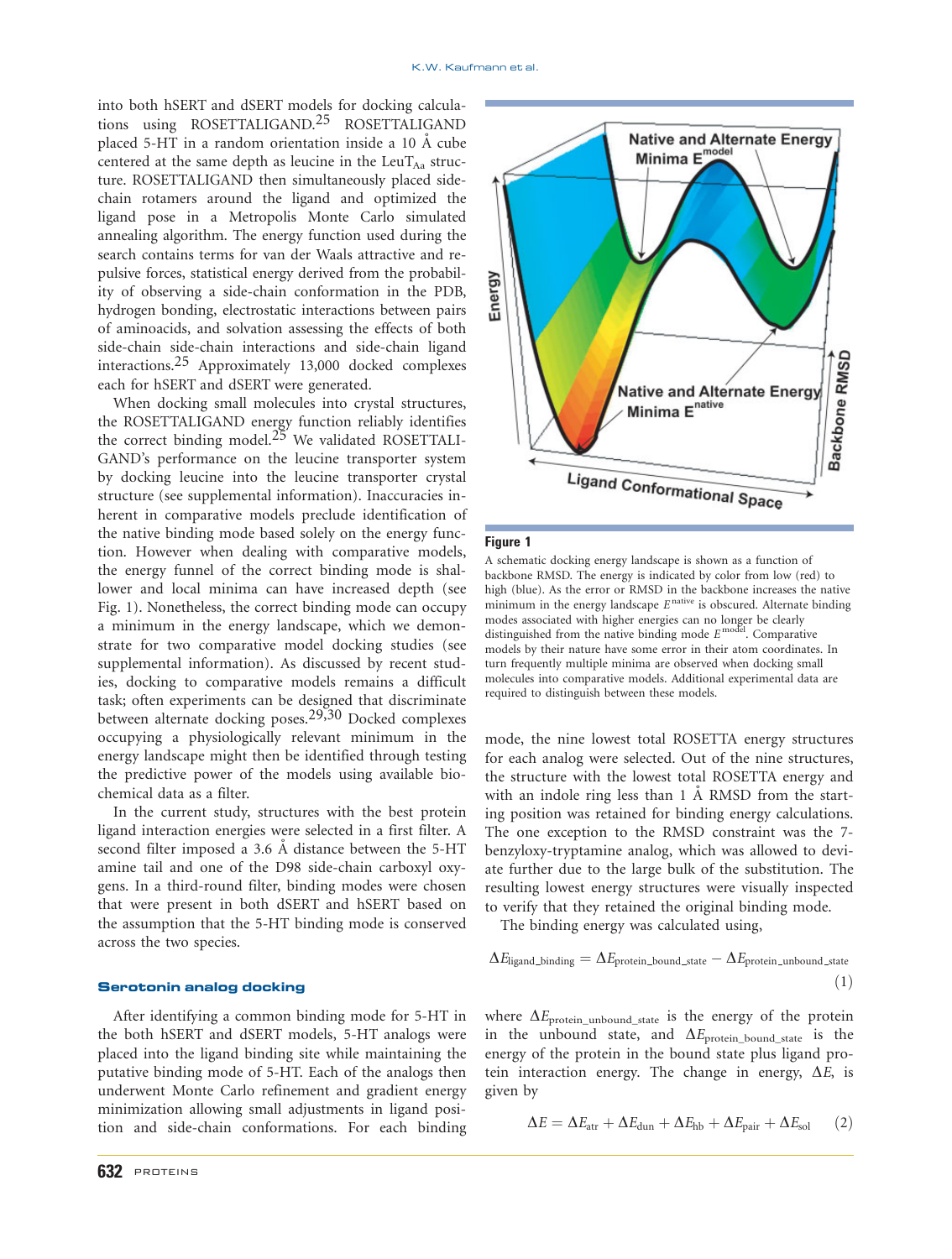into both hSERT and dSERT models for docking calculations using ROSETTALIGAND.[25] ROSETTALIGAND placed 5-HT in a random orientation inside a 10 Å cube centered at the same depth as leucine in the $LeuT_{Aa}$ structure. ROSETTALIGAND then simultaneously placed side-chain rotamers around the ligand and optimized the ligand pose in a Metropolis Monte Carlo simulated annealing algorithm. The energy function used during the search contains terms for van der Waals attractive and repulsive forces, statistical energy derived from the probability of observing a side-chain conformation in the PDB, hydrogen bonding, electrostatic interactions between pairs of aminoacids, and solvation assessing the effects of both side-chain side-chain interactions and side-chain ligand interactions.[25] Approximately 13,000 docked complexes each for hSERT and dSERT were generated.

When docking small molecules into crystal structures, the ROSETTALIGAND energy function reliably identifies the correct binding model.[25] We validated ROSETTALIGAND's performance on the leucine transporter system by docking leucine into the leucine transporter crystal structure (see supplemental information). Inaccuracies inherent in comparative models preclude identification of the native binding mode based solely on the energy function. However when dealing with comparative models, the energy funnel of the correct binding mode is shallower and local minima can have increased depth (see Fig. 1). Nonetheless, the correct binding mode can occupy a minimum in the energy landscape, which we demonstrate for two comparative model docking studies (see supplemental information). As discussed by recent studies, docking to comparative models remains a difficult task; often experiments can be designed that discriminate between alternate docking poses.[29,30] Docked complexes occupying a physiologically relevant minimum in the energy landscape might then be identified through testing the predictive power of the models using available biochemical data as a filter.

In the current study, structures with the best protein ligand interaction energies were selected in a first filter. A second filter imposed a 3.6 Å distance between the 5-HT amine tail and one of the D98 side-chain carboxyl oxygens. In a third-round filter, binding modes were chosen that were present in both dSERT and hSERT based on the assumption that the 5-HT binding mode is conserved across the two species.

**Figure 1**

A schematic docking energy landscape is shown as a function of backbone RMSD. The energy is indicated by color from low (red) to high (blue). As the error or RMSD in the backbone increases the native minimum in the energy landscape $E^{native}$ is obscured. Alternate binding modes associated with higher energies can no longer be clearly distinguished from the native binding mode $E^{model}$. Comparative models by their nature have some error in their atom coordinates. In turn frequently multiple minima are observed when docking small molecules into comparative models. Additional experimental data are required to distinguish between these models.

### Serotonin analog docking

After identifying a common binding mode for 5-HT in the both hSERT and dSERT models, 5-HT analogs were placed into the ligand binding site while maintaining the putative binding mode of 5-HT. Each of the analogs then underwent Monte Carlo refinement and gradient energy minimization allowing small adjustments in ligand position and side-chain conformations. For each binding mode, the nine lowest total ROSETTA energy structures for each analog were selected. Out of the nine structures, the structure with the lowest total ROSETTA energy and with an indole ring less than 1 Å RMSD from the starting position was retained for binding energy calculations. The one exception to the RMSD constraint was the 7-benzyloxy-tryptamine analog, which was allowed to deviate further due to the large bulk of the substitution. The resulting lowest energy structures were visually inspected to verify that they retained the original binding mode.

The binding energy was calculated using,

$$\Delta E_{\text{ligand\_binding}} = \Delta E_{\text{protein\_bound\_state}} - \Delta E_{\text{protein\_unbound\_state}} \quad (1)$$

where $\Delta E_{\text{protein\_unbound\_state}}$ is the energy of the protein in the unbound state, and $\Delta E_{\text{protein\_bound\_state}}$ is the energy of the protein in the bound state plus ligand protein interaction energy. The change in energy, $\Delta E$, is given by

$$\Delta E = \Delta E_{\text{atr}} + \Delta E_{\text{dun}} + \Delta E_{\text{hb}} + \Delta E_{\text{pair}} + \Delta E_{\text{sol}} \quad (2)$$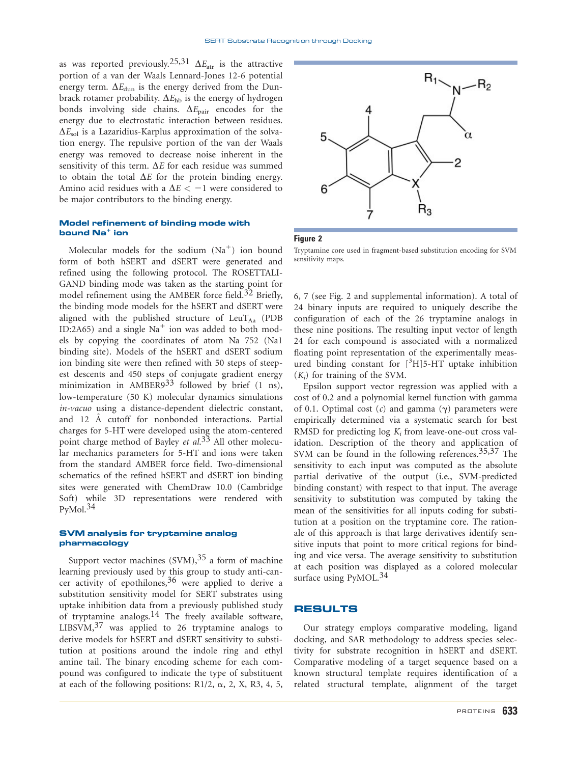as was reported previously.[25,31] $\Delta E_{atr}$ is the attractive portion of a van der Waals Lennard-Jones 12-6 potential energy term. $\Delta E_{dun}$ is the energy derived from the Dunbrack rotamer probability. $\Delta E_{hb}$ is the energy of hydrogen bonds involving side chains. $\Delta E_{pair}$ encodes for the energy due to electrostatic interaction between residues. $\Delta E_{sol}$ is a Lazaridius-Karplus approximation of the solvation energy. The repulsive portion of the van der Waals energy was removed to decrease noise inherent in the sensitivity of this term. $\Delta E$ for each residue was summed to obtain the total $\Delta E$ for the protein binding energy. Amino acid residues with a $\Delta E < -1$ were considered to be major contributors to the binding energy.

### Model refinement of binding mode with bound $Na^+$ ion

Molecular models for the sodium ($Na^+$) ion bound form of both hSERT and dSERT were generated and refined using the following protocol. The ROSETTALIGAND binding mode was taken as the starting point for model refinement using the AMBER force field.[32] Briefly, the binding mode models for the hSERT and dSERT were aligned with the published structure of $LeuT_{Aa}$ (PDB ID:2A65) and a single $Na^+$ ion was added to both models by copying the coordinates of atom Na 752 (Na1 binding site). Models of the hSERT and dSERT sodium ion binding site were then refined with 50 steps of steepest descents and 450 steps of conjugate gradient energy minimization in AMBER9[33] followed by brief (1 ns), low-temperature (50 K) molecular dynamics simulations *in-vacuo* using a distance-dependent dielectric constant, and 12 Å cutoff for nonbonded interactions. Partial charges for 5-HT were developed using the atom-centered point charge method of Bayley *et al.*[33] All other molecular mechanics parameters for 5-HT and ions were taken from the standard AMBER force field. Two-dimensional schematics of the refined hSERT and dSERT ion binding sites were generated with ChemDraw 10.0 (Cambridge Soft) while 3D representations were rendered with PyMol.[34]

### SVM analysis for tryptamine analog pharmacology

Support vector machines (SVM),[35] a form of machine learning previously used by this group to study anti-cancer activity of epothilones,[36] were applied to derive a substitution sensitivity model for SERT substrates using uptake inhibition data from a previously published study of tryptamine analogs.[14] The freely available software, LIBSVM,[37] was applied to 26 tryptamine analogs to derive models for hSERT and dSERT sensitivity to substitution at positions around the indole ring and ethyl amine tail. The binary encoding scheme for each compound was configured to indicate the type of substituent at each of the following positions: R1/2, α, 2, X, R3, 4, 5, 6, 7 (see Fig. 2 and supplemental information). A total of 24 binary inputs are required to uniquely describe the configuration of each of the 26 tryptamine analogs in these nine positions. The resulting input vector of length 24 for each compound is associated with a normalized floating point representation of the experimentally measured binding constant for [$^3$H]5-HT uptake inhibition ($K_i$) for training of the SVM.

**Figure 2**

Tryptamine core used in fragment-based substitution encoding for SVM sensitivity maps.

Epsilon support vector regression was applied with a cost of 0.2 and a polynomial kernel function with gamma of 0.1. Optimal cost ($c$) and gamma ($\gamma$) parameters were empirically determined via a systematic search for best RMSD for predicting log $K_i$ from leave-one-out cross validation. Description of the theory and application of SVM can be found in the following references.[35,37] The sensitivity to each input was computed as the absolute partial derivative of the output (i.e., SVM-predicted binding constant) with respect to that input. The average sensitivity to substitution was computed by taking the mean of the sensitivities for all inputs coding for substitution at a position on the tryptamine core. The rationale of this approach is that large derivatives identify sensitive inputs that point to more critical regions for binding and vice versa. The average sensitivity to substitution at each position was displayed as a colored molecular surface using PyMOL.[34]

## RESULTS

Our strategy employs comparative modeling, ligand docking, and SAR methodology to address species selectivity for substrate recognition in hSERT and dSERT. Comparative modeling of a target sequence based on a known structural template requires identification of a related structural template, alignment of the target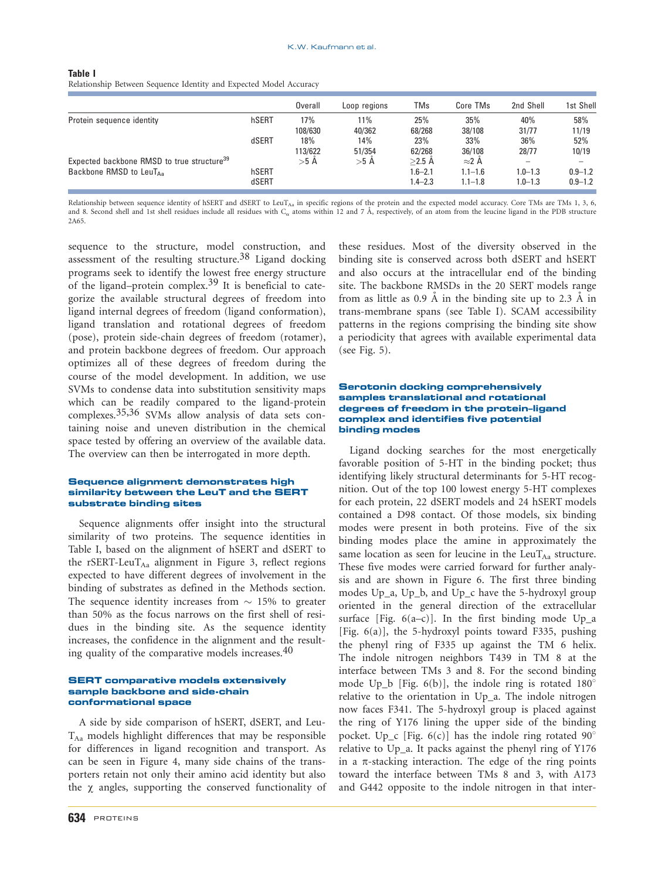**Table I**

Relationship Between Sequence Identity and Expected Model Accuracy

| | | Overall | Loop regions | TMs | Core TMs | 2nd Shell | 1st Shell |
|---|---|---|---|---|---|---|---|
| Protein sequence identity | hSERT | 17% 108/630 | 11% 40/362 | 25% 68/268 | 35% 38/108 | 40% 31/77 | 58% 11/19 |
| | dSERT | 18% 113/622 | 14% 51/354 | 23% 62/268 | 33% 36/108 | 36% 28/77 | 52% 10/19 |
| Expected backbone RMSD to true structure[39] | | >5 Å | >5 Å | ≥2.5 Å | ≈2 Å | – | – |
| Backbone RMSD to $LeuT_{Aa}$ | hSERT | | | 1.6–2.1 | 1.1–1.6 | 1.0–1.3 | 0.9–1.2 |
| | dSERT | | | 1.4–2.3 | 1.1–1.8 | 1.0–1.3 | 0.9–1.2 |

Relationship between sequence identity of hSERT and dSERT to $LeuT_{Aa}$ in specific regions of the protein and the expected model accuracy. Core TMs are TMs 1, 3, 6, and 8. Second shell and 1st shell residues include all residues with $C_\alpha$ atoms within 12 and 7 Å, respectively, of an atom from the leucine ligand in the PDB structure 2A65.

sequence to the structure, model construction, and assessment of the resulting structure.[38] Ligand docking programs seek to identify the lowest free energy structure of the ligand–protein complex.[39] It is beneficial to categorize the available structural degrees of freedom into ligand internal degrees of freedom (ligand conformation), ligand translation and rotational degrees of freedom (pose), protein side-chain degrees of freedom (rotamer), and protein backbone degrees of freedom. Our approach optimizes all of these degrees of freedom during the course of the model development. In addition, we use SVMs to condense data into substitution sensitivity maps which can be readily compared to the ligand-protein complexes.[35,36] SVMs allow analysis of data sets containing noise and uneven distribution in the chemical space tested by offering an overview of the available data. The overview can then be interrogated in more depth.

### Sequence alignment demonstrates high similarity between the LeuT and the SERT substrate binding sites

Sequence alignments offer insight into the structural similarity of two proteins. The sequence identities in Table I, based on the alignment of hSERT and dSERT to the rSERT-$LeuT_{Aa}$ alignment in Figure 3, reflect regions expected to have different degrees of involvement in the binding of substrates as defined in the Methods section. The sequence identity increases from ~ 15% to greater than 50% as the focus narrows on the first shell of residues in the binding site. As the sequence identity increases, the confidence in the alignment and the resulting quality of the comparative models increases.[40]

### SERT comparative models extensively sample backbone and side-chain conformational space

A side by side comparison of hSERT, dSERT, and $LeuT_{Aa}$ models highlight differences that may be responsible for differences in ligand recognition and transport. As can be seen in Figure 4, many side chains of the transporters retain not only their amino acid identity but also the $\chi$ angles, supporting the conserved functionality of these residues. Most of the diversity observed in the binding site is conserved across both dSERT and hSERT and also occurs at the intracellular end of the binding site. The backbone RMSDs in the 20 SERT models range from as little as 0.9 Å in the binding site up to 2.3 Å in trans-membrane spans (see Table I). SCAM accessibility patterns in the regions comprising the binding site show a periodicity that agrees with available experimental data (see Fig. 5).

### Serotonin docking comprehensively samples translational and rotational degrees of freedom in the protein–ligand complex and identifies five potential binding modes

Ligand docking searches for the most energetically favorable position of 5-HT in the binding pocket; thus identifying likely structural determinants for 5-HT recognition. Out of the top 100 lowest energy 5-HT complexes for each protein, 22 dSERT models and 24 hSERT models contained a D98 contact. Of those models, six binding modes were present in both proteins. Five of the six binding modes place the amine in approximately the same location as seen for leucine in the $LeuT_{Aa}$ structure. These five modes were carried forward for further analysis and are shown in Figure 6. The first three binding modes Up_a, Up_b, and Up_c have the 5-hydroxyl group oriented in the general direction of the extracellular surface [Fig. 6(a–c)]. In the first binding mode Up_a [Fig. 6(a)], the 5-hydroxyl points toward F335, pushing the phenyl ring of F335 up against the TM 6 helix. The indole nitrogen neighbors T439 in TM 8 at the interface between TMs 3 and 8. For the second binding mode Up_b [Fig. 6(b)], the indole ring is rotated 180° relative to the orientation in Up_a. The indole nitrogen now faces F341. The 5-hydroxyl group is placed against the ring of Y176 lining the upper side of the binding pocket. Up_c [Fig. 6(c)] has the indole ring rotated 90° relative to Up_a. It packs against the phenyl ring of Y176 in a π-stacking interaction. The edge of the ring points toward the interface between TMs 8 and 3, with A173 and G442 opposite to the indole nitrogen in that inter-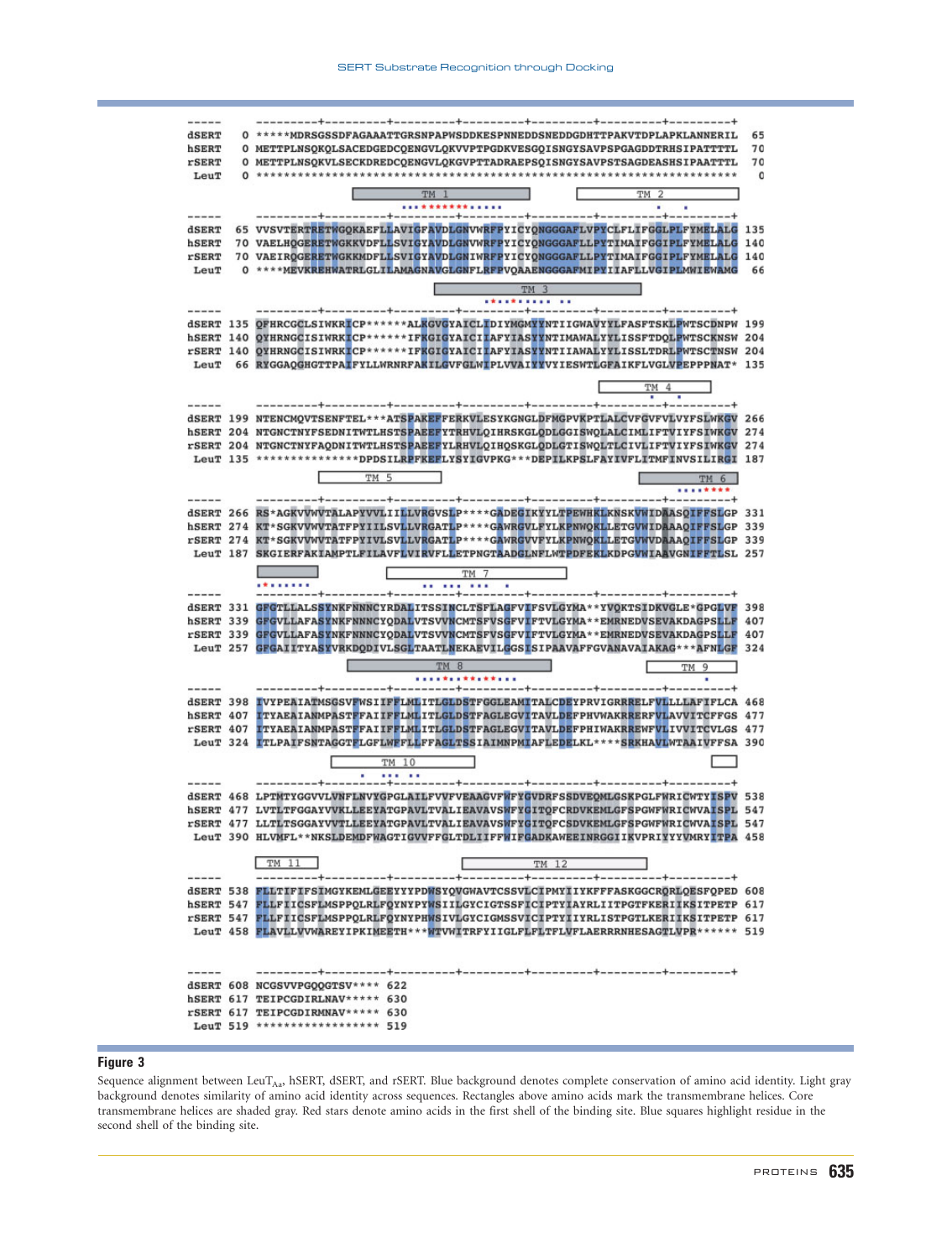```
-----     ---------+---------+---------+---------+---------+---------+---------+
dSERT   0 *****MDRSGSSDFAGAAATTGRSNPAPWSDDKESPNNEDDSNEDDGDHTTPAKVTDPLAPKLANNERIL  65
hSERT   0 METTPLNSQKQLSACEDGEDCQENGVLQKVVPTPGDKVESGQISNGYSAVPSPGAGDDTRHSIPATTTTL  70
rSERT   0 METTPLNSQKVLSECKDREDCQENGVLQKGVPTTADRAEPSQISNGYSAVPSTSAGDEASHSIPAATTTL  70
LeuT    0 **********************************************************************   0

                          TM 1                               TM 2
-----     ---------+---------+---------+---------+---------+---------+---------+
dSERT  65 VVSVTERTRETWGQKAEFLLAVIGFAVDLGNVWRFPYICYQNGGGAFLVPYCLFLIFGGLPLFYMELALG 135
hSERT  70 VAELHQGERETWGKKVDFLLSVIGYAVDLGNVWRFPYICYQNGGGAFLLPYTIMAIFGGIPLFYMELALG 140
rSERT  70 VAEIRQGERETWGKKMDFLLSVIGYAVDLGNIWRFPYICYQNGGGAFLLPYTIMAIFGGIPLFYMELALG 140
LeuT    0 ****MEVKREHWATRLGLILAMAGNAVGLGNFLRFPVQAAENGGGAFMIPYIIAFLLVGIPLMWIEWAMG  66

                                               TM 3
-----     ---------+---------+---------+---------+---------+---------+---------+
dSERT 135 QFHRCGCLSIWKRICP******ALKGVGYAICLIDIYMGMYYNTIIGWAVYYLFASFTSKLPWTSCDNPW 199
hSERT 140 QYHRNGCISIWRKICP******IFKGIGYAICIIAFYIASYYNTIMAWALYYLISSFTDQLPWTSCKNSW 204
rSERT 140 QYHRNGCISIWRKICP******IFKGIGYAICIIAFYIASYYNTIIAWALYYLISSLTDRLPWTSCTNSW 204
LeuT   66 RYGGAQGHGTTPAIFYLLWRNRFAKILGVFGLWIPLVVAIYYVYIESWTLGFAIKFLVGLVPEPPPNAT* 135

                                                               TM 4
-----     ---------+---------+---------+---------+---------+---------+---------+
dSERT 199 NTENCMQVTSENFTEL***ATSPAKEFFERKVLESYKGNGLDFMGPVKPTLALCVFGVFVLVYFSLWKGV 266
hSERT 204 NTGNCTNYFSEDNITWTLHSTSPAEEFYTRHVLQIHRSKGLQDLGGISWQLALCIMLIFTVIYFSIWKGV 274
rSERT 204 NTGNCTNYFAQDNITWTLHSTSPAEEFYLRHVLQIHQSKGLQDLGTISWQLTLCIVLIFTVIYFSIWKGV 274
LeuT  135 **************DPDSILRPFKEFLYSYIGVPKG***DEPILKPSLFAYIVFLITMFINVSILIRGI 187

                    TM 5                                              TM 6
-----     ---------+---------+---------+---------+---------+---------+---------+
dSERT 266 RS*AGKVVWVTALAPYVVLIIILLVRGVSLP****GADEGIKYYLTPEWHKLKNSKVWIDAASQIFFSLGP 331
hSERT 274 KT*SGKVVWVTATFPYIILSVLLVRGATLP****GAWRGVLFYLKPNWQKLLETGVWIDAAAQIFFSLGP 339
rSERT 274 KT*SGKVVWVTATFPYIVLSVLLVRGATLP****GAWRGVVFYLKPNWQKLLETGVWVDAAAQIFFSLGP 339
LeuT  187 SKGIERFAKIAMPTLFILAVFLVIRVFLLETPNGTAADGLNFLWTPDFEKLKDPGVWIAAVGNIFFTLSL 257

                               TM 7
-----     ---------+---------+---------+---------+---------+---------+---------+
dSERT 331 GFGTLLALSSYNKFNNNCYRDALITSSINCLTSFLAGFVIFSVLGYMA**YVQKTSIDKVGLE*GPGLVF 398
hSERT 339 GFGVLLAFASYNKFNNNCYQDALVTSVVNCMTSFVSGFVIFTVLGYMA**EMRNEDVSEVAKDAGPSLLF 407
rSERT 339 GFGVLLAFASYNKFNNNCYQDALVTSVVNCMTSFVSGFVIFTVLGYMA**EMRNEDVSEVAKDAGPSLLF 407
LeuT  257 GFGAIITYASYVRKDQDIVLSGLTAATLNEKAEVILGGSISIPAAVAFFGVANAVAIAKAG***AFNLGF 324

                        TM 8                                         TM 9
-----     ---------+---------+---------+---------+---------+---------+---------+
dSERT 398 IVYPEAIATMSGSVFWSIIFFLMLITLGLDSTFGGLEAMITALCDEYPRVIGRRRELFVLLLLAFIFLCA 468
hSERT 407 ITYAEAIANMPASTFFAIIFFLMLITLGLDSTFAGLEGVITAVLDEFPHVWAKRRERFVLAVVITCFFGS 477
rSERT 407 ITYAEAIANMPASTFFAIIFFLMLITLGLDSTFAGLEGVITAVLDEFPHIWAKRREWFVLIVVITCVLGS 477
LeuT  324 ITLPAIFSNTAGTFLGFLWFFLLFFAGLTSSIAIMNPMIAFLEDELKL****SRKHAVLWTAAIVFFSA 390

                    TM 10
-----     ---------+---------+---------+---------+---------+---------+---------+
dSERT 468 LPTMTYGGVVLVNFLNVYGPGLAILFVVFVEAAGVFWFYGVDRFSSDVEQMLGSKPGLFWRICWTYISPV 538
hSERT 477 LVTLTFGGAYVVKLLEEYATGPAVLTVALIEAVAVSWFYGITQFCRDVKEMLGFSPGWFWRICWVAISPL 547
rSERT 477 LLTLTSGGAYVVTLLEEYATGPAVLTVALIEAVAVSWFYGITQFCSDVKEMLGFSPGWFWRICWVAISPL 547
LeuT  390 HLVMFL**NKSLDEMDFWAGTIGVVFFGLTDLIIFFWIFGADKAWEEINRGGIIKVPRIYYYVMRYITPA 458

            TM 11                      TM 12
-----     ---------+---------+---------+---------+---------+---------+---------+
dSERT 538 FLLTIFIFSIMGYKEMLGEEYYYPDWSYQVGWAVTCSSVLCIPMYIIYKFFFASKGGCRQRLQESFQPED 608
hSERT 547 FLLFIICSFLMSPPQLRLFQYNYPYWSIILGYCIGTSSFICIPTYIAYRLIITPGTFKERIIKSITPETP 617
rSERT 547 FLLFIICSFLMSPPQLRLFQYNYPHWSIVLGYCIGMSSVICIPTYIIYRLISTPGTLKERIIKSITPETP 617
LeuT  458 FLAVLLVVWAREYIPKIMEETH***WTVWITRFYIIGLFLFLTFLVFLAERRRNHESAGTLVPR****** 519

-----     ---------+---------+---------+---------+---------+---------+---------+
dSERT 608 NCGSVVPGQQGTSV**** 622
hSERT 617 TEIPCGDIRLNAV***** 630
rSERT 617 TEIPCGDIRMNAV***** 630
LeuT  519 ****************** 519
```

**Figure 3**

Sequence alignment between $LeuT_{Aa}$, hSERT, dSERT, and rSERT. Blue background denotes complete conservation of amino acid identity. Light gray background denotes similarity of amino acid identity across sequences. Rectangles above amino acids mark the transmembrane helices. Core transmembrane helices are shaded gray. Red stars denote amino acids in the first shell of the binding site. Blue squares highlight residue in the second shell of the binding site.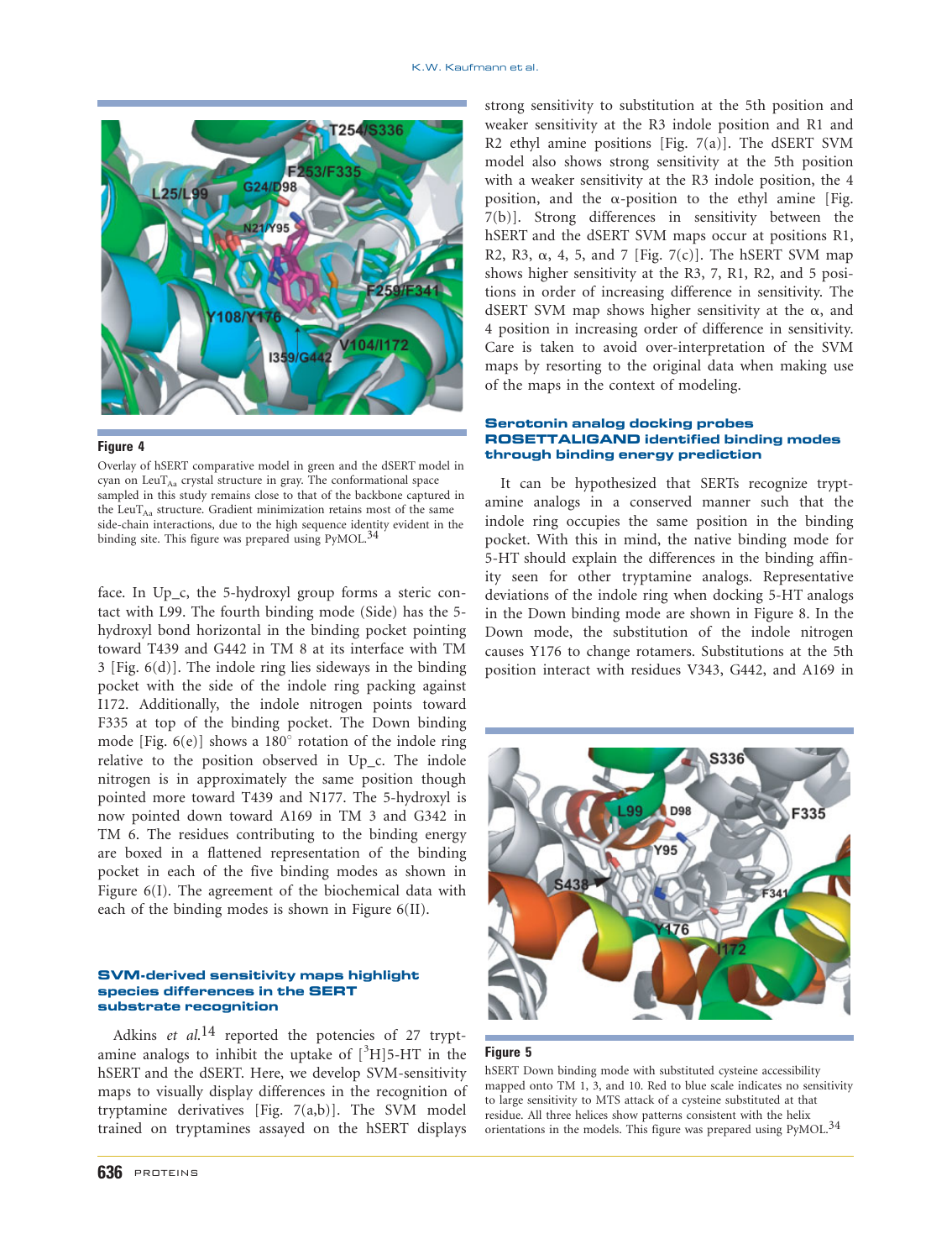**Figure 4**

Overlay of hSERT comparative model in green and the dSERT model in cyan on $LeuT_{Aa}$ crystal structure in gray. The conformational space sampled in this study remains close to that of the backbone captured in the $LeuT_{Aa}$ structure. Gradient minimization retains most of the same side-chain interactions, due to the high sequence identity evident in the binding site. This figure was prepared using PyMOL.[34]

face. In Up_c, the 5-hydroxyl group forms a steric contact with L99. The fourth binding mode (Side) has the 5-hydroxyl bond horizontal in the binding pocket pointing toward T439 and G442 in TM 8 at its interface with TM 3 [Fig. 6(d)]. The indole ring lies sideways in the binding pocket with the side of the indole ring packing against I172. Additionally, the indole nitrogen points toward F335 at top of the binding pocket. The Down binding mode [Fig. 6(e)] shows a 180° rotation of the indole ring relative to the position observed in Up_c. The indole nitrogen is in approximately the same position though pointed more toward T439 and N177. The 5-hydroxyl is now pointed down toward A169 in TM 3 and G342 in TM 6. The residues contributing to the binding energy are boxed in a flattened representation of the binding pocket in each of the five binding modes as shown in Figure 6(I). The agreement of the biochemical data with each of the binding modes is shown in Figure 6(II).

### SVM-derived sensitivity maps highlight species differences in the SERT substrate recognition

Adkins *et al.*[14] reported the potencies of 27 tryptamine analogs to inhibit the uptake of [$^3$H]5-HT in the hSERT and the dSERT. Here, we develop SVM-sensitivity maps to visually display differences in the recognition of tryptamine derivatives [Fig. 7(a,b)]. The SVM model trained on tryptamines assayed on the hSERT displays strong sensitivity to substitution at the 5th position and weaker sensitivity at the R3 indole position and R1 and R2 ethyl amine positions [Fig. 7(a)]. The dSERT SVM model also shows strong sensitivity at the 5th position with a weaker sensitivity at the R3 indole position, the 4 position, and the α-position to the ethyl amine [Fig. 7(b)]. Strong differences in sensitivity between the hSERT and the dSERT SVM maps occur at positions R1, R2, R3, α, 4, 5, and 7 [Fig. 7(c)]. The hSERT SVM map shows higher sensitivity at the R3, 7, R1, R2, and 5 positions in order of increasing difference in sensitivity. The dSERT SVM map shows higher sensitivity at the α, and 4 position in increasing order of difference in sensitivity. Care is taken to avoid over-interpretation of the SVM maps by resorting to the original data when making use of the maps in the context of modeling.

### Serotonin analog docking probes ROSETTALIGAND identified binding modes through binding energy prediction

It can be hypothesized that SERTs recognize tryptamine analogs in a conserved manner such that the indole ring occupies the same position in the binding pocket. With this in mind, the native binding mode for 5-HT should explain the differences in the binding affinity seen for other tryptamine analogs. Representative deviations of the indole ring when docking 5-HT analogs in the Down binding mode are shown in Figure 8. In the Down mode, the substitution of the indole nitrogen causes Y176 to change rotamers. Substitutions at the 5th position interact with residues V343, G442, and A169 in

**Figure 5**

hSERT Down binding mode with substituted cysteine accessibility mapped onto TM 1, 3, and 10. Red to blue scale indicates no sensitivity to large sensitivity to MTS attack of a cysteine substituted at that residue. All three helices show patterns consistent with the helix orientations in the models. This figure was prepared using PyMOL.[34]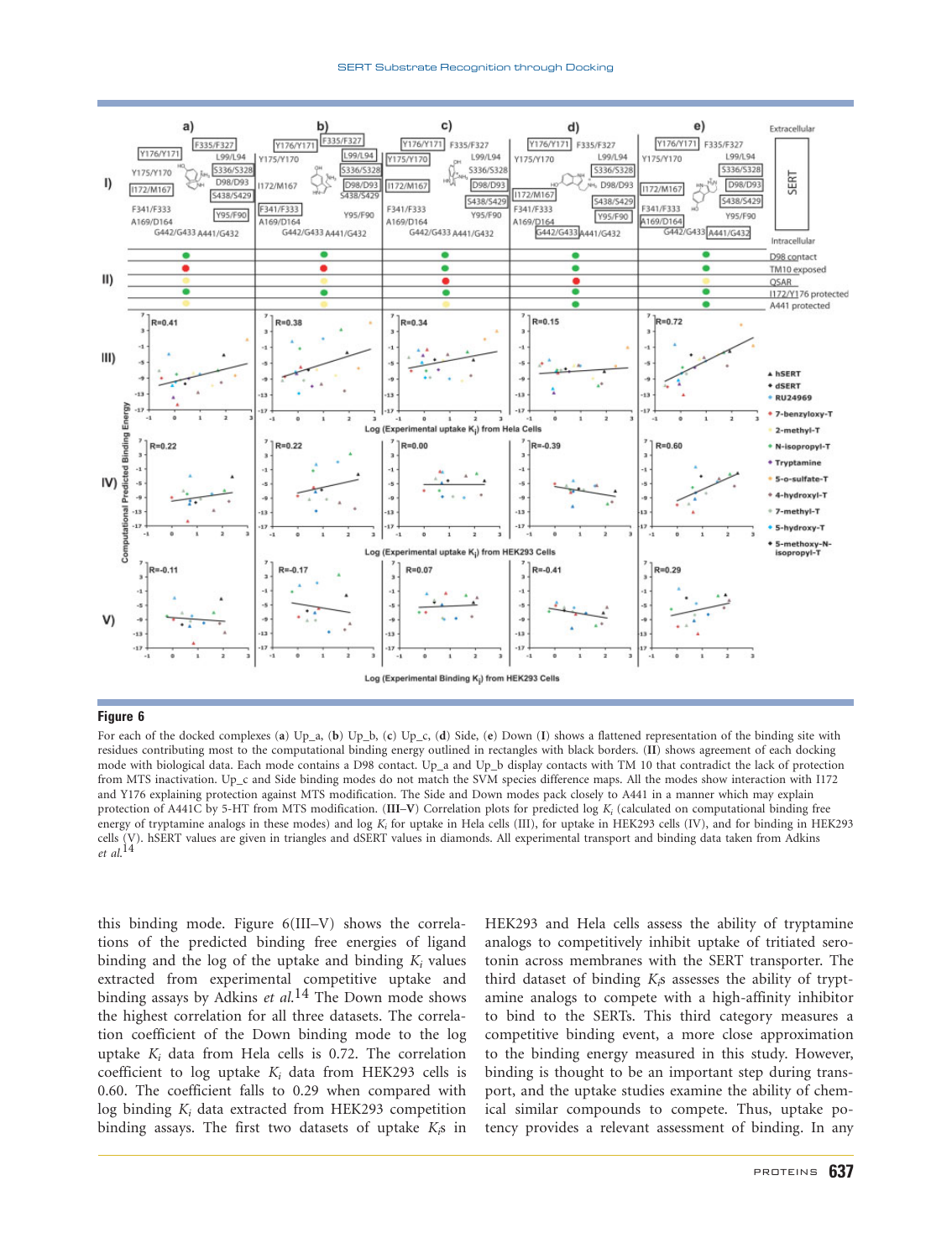**Figure 6**

For each of the docked complexes (**a**) Up_a, (**b**) Up_b, (**c**) Up_c, (**d**) Side, (**e**) Down (**I**) shows a flattened representation of the binding site with residues contributing most to the computational binding energy outlined in rectangles with black borders. (**II**) shows agreement of each docking mode with biological data. Each mode contains a D98 contact. Up_a and Up_b display contacts with TM 10 that contradict the lack of protection from MTS inactivation. Up_c and Side binding modes do not match the SVM species difference maps. All the modes show interaction with I172 and Y176 explaining protection against MTS modification. The Side and Down modes pack closely to A441 in a manner which may explain protection of A441C by 5-HT from MTS modification. (**III–V**) Correlation plots for predicted log $K_i$ (calculated on computational binding free energy of tryptamine analogs in these modes) and log $K_i$ for uptake in Hela cells (III), for uptake in HEK293 cells (IV), and for binding in HEK293 cells (V). hSERT values are given in triangles and dSERT values in diamonds. All experimental transport and binding data taken from Adkins *et al.*[14]

this binding mode. Figure 6(III–V) shows the correlations of the predicted binding free energies of ligand binding and the log of the uptake and binding $K_i$ values extracted from experimental competitive uptake and binding assays by Adkins *et al.*[14] The Down mode shows the highest correlation for all three datasets. The correlation coefficient of the Down binding mode to the log uptake $K_i$ data from Hela cells is 0.72. The correlation coefficient to log uptake $K_i$ data from HEK293 cells is 0.60. The coefficient falls to 0.29 when compared with log binding $K_i$ data extracted from HEK293 competition binding assays. The first two datasets of uptake $K_i$s in HEK293 and Hela cells assess the ability of tryptamine analogs to competitively inhibit uptake of tritiated serotonin across membranes with the SERT transporter. The third dataset of binding $K_i$s assesses the ability of tryptamine analogs to compete with a high-affinity inhibitor to bind to the SERTs. This third category measures a competitive binding event, a more close approximation to the binding energy measured in this study. However, binding is thought to be an important step during transport, and the uptake studies examine the ability of chemical similar compounds to compete. Thus, uptake potency provides a relevant assessment of binding. In any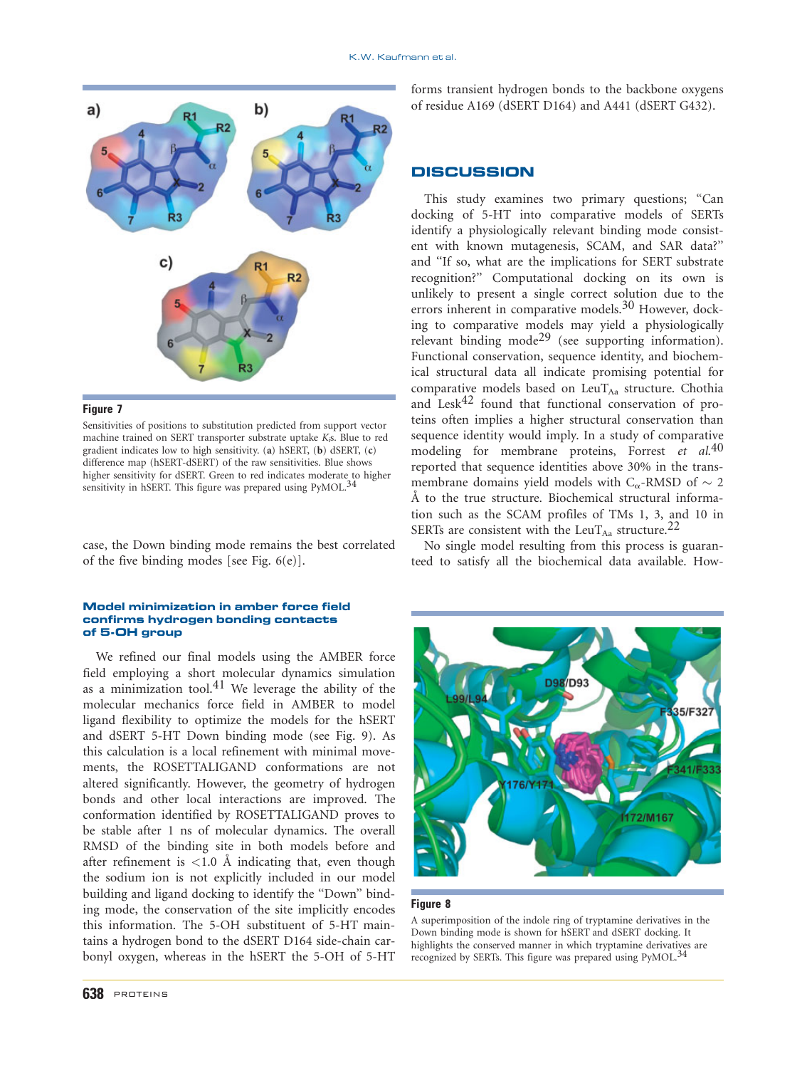**Figure 7**

Sensitivities of positions to substitution predicted from support vector machine trained on SERT transporter substrate uptake $K_i$s. Blue to red gradient indicates low to high sensitivity. (**a**) hSERT, (**b**) dSERT, (**c**) difference map (hSERT-dSERT) of the raw sensitivities. Blue shows higher sensitivity for dSERT. Green to red indicates moderate to higher sensitivity in hSERT. This figure was prepared using PyMOL.[34]

case, the Down binding mode remains the best correlated of the five binding modes [see Fig. 6(e)].

### Model minimization in amber force field confirms hydrogen bonding contacts of 5-OH group

We refined our final models using the AMBER force field employing a short molecular dynamics simulation as a minimization tool.[41] We leverage the ability of the molecular mechanics force field in AMBER to model ligand flexibility to optimize the models for the hSERT and dSERT 5-HT Down binding mode (see Fig. 9). As this calculation is a local refinement with minimal movements, the ROSETTALIGAND conformations are not altered significantly. However, the geometry of hydrogen bonds and other local interactions are improved. The conformation identified by ROSETTALIGAND proves to be stable after 1 ns of molecular dynamics. The overall RMSD of the binding site in both models before and after refinement is <1.0 Å indicating that, even though the sodium ion is not explicitly included in our model building and ligand docking to identify the "Down" binding mode, the conservation of the site implicitly encodes this information. The 5-OH substituent of 5-HT maintains a hydrogen bond to the dSERT D164 side-chain carbonyl oxygen, whereas in the hSERT the 5-OH of 5-HT forms transient hydrogen bonds to the backbone oxygens of residue A169 (dSERT D164) and A441 (dSERT G432).

## DISCUSSION

This study examines two primary questions; "Can docking of 5-HT into comparative models of SERTs identify a physiologically relevant binding mode consistent with known mutagenesis, SCAM, and SAR data?" and "If so, what are the implications for SERT substrate recognition?" Computational docking on its own is unlikely to present a single correct solution due to the errors inherent in comparative models.[30] However, docking to comparative models may yield a physiologically relevant binding mode[29] (see supporting information). Functional conservation, sequence identity, and biochemical structural data all indicate promising potential for comparative models based on $LeuT_{Aa}$ structure. Chothia and Lesk[42] found that functional conservation of proteins often implies a higher structural conservation than sequence identity would imply. In a study of comparative modeling for membrane proteins, Forrest *et al.*[40] reported that sequence identities above 30% in the transmembrane domains yield models with $C_\alpha$-RMSD of ~ 2 Å to the true structure. Biochemical structural information such as the SCAM profiles of TMs 1, 3, and 10 in SERTs are consistent with the $LeuT_{Aa}$ structure.[22]

No single model resulting from this process is guaranteed to satisfy all the biochemical data available. How-

**Figure 8**

A superimposition of the indole ring of tryptamine derivatives in the Down binding mode is shown for hSERT and dSERT docking. It highlights the conserved manner in which tryptamine derivatives are recognized by SERTs. This figure was prepared using PyMOL.[34]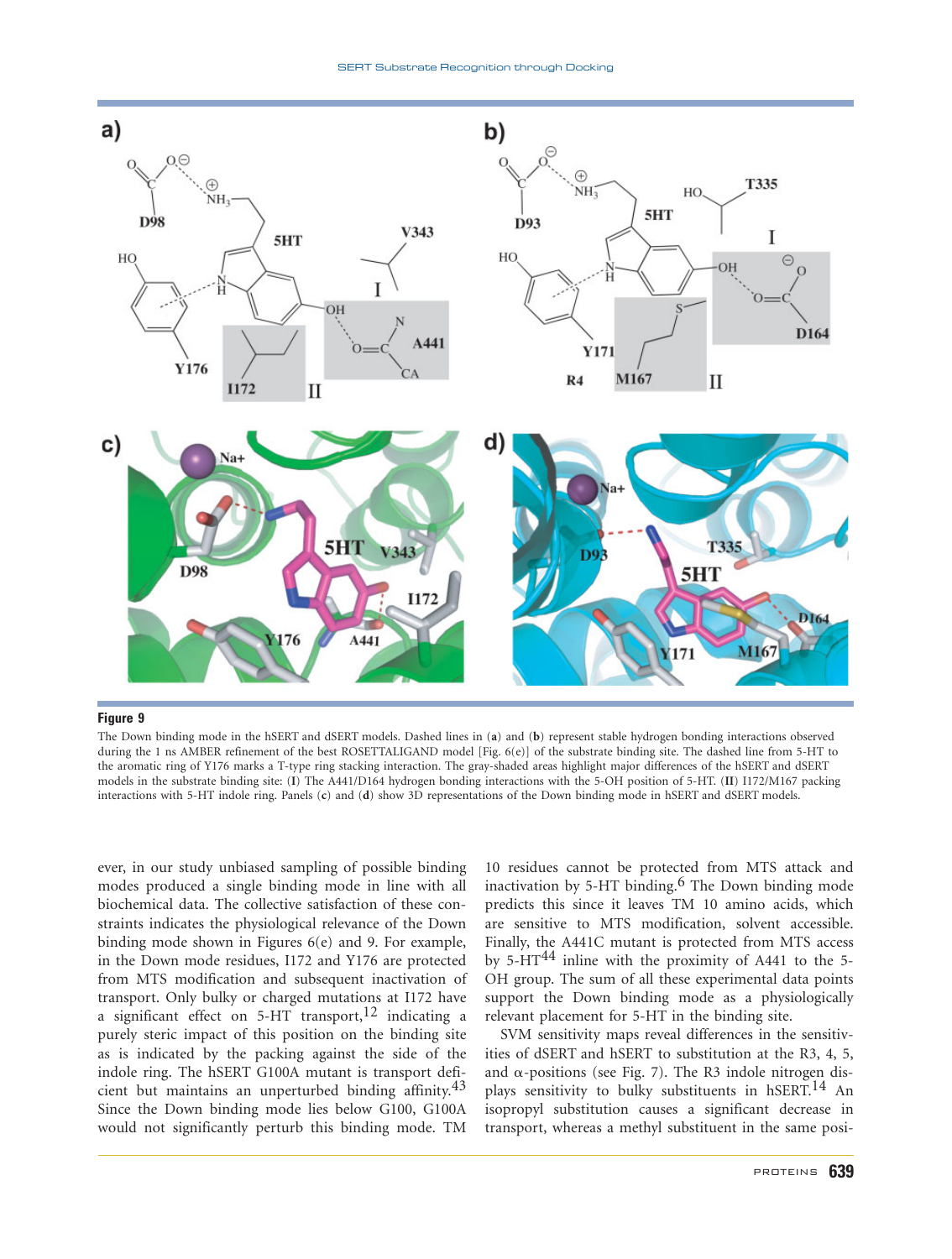**Figure 9**

The Down binding mode in the hSERT and dSERT models. Dashed lines in (**a**) and (**b**) represent stable hydrogen bonding interactions observed during the 1 ns AMBER refinement of the best ROSETTALIGAND model [Fig. 6(e)] of the substrate binding site. The dashed line from 5-HT to the aromatic ring of Y176 marks a T-type ring stacking interaction. The gray-shaded areas highlight major differences of the hSERT and dSERT models in the substrate binding site: (**I**) The A441/D164 hydrogen bonding interactions with the 5-OH position of 5-HT. (**II**) I172/M167 packing interactions with 5-HT indole ring. Panels (**c**) and (**d**) show 3D representations of the Down binding mode in hSERT and dSERT models.

ever, in our study unbiased sampling of possible binding modes produced a single binding mode in line with all biochemical data. The collective satisfaction of these constraints indicates the physiological relevance of the Down binding mode shown in Figures 6(e) and 9. For example, in the Down mode residues, I172 and Y176 are protected from MTS modification and subsequent inactivation of transport. Only bulky or charged mutations at I172 have a significant effect on 5-HT transport,[12] indicating a purely steric impact of this position on the binding site as is indicated by the packing against the side of the indole ring. The hSERT G100A mutant is transport deficient but maintains an unperturbed binding affinity.[43] Since the Down binding mode lies below G100, G100A would not significantly perturb this binding mode. TM 10 residues cannot be protected from MTS attack and inactivation by 5-HT binding.[6] The Down binding mode predicts this since it leaves TM 10 amino acids, which are sensitive to MTS modification, solvent accessible. Finally, the A441C mutant is protected from MTS access by 5-HT[44] inline with the proximity of A441 to the 5-OH group. The sum of all these experimental data points support the Down binding mode as a physiologically relevant placement for 5-HT in the binding site.

SVM sensitivity maps reveal differences in the sensitivities of dSERT and hSERT to substitution at the R3, 4, 5, and α-positions (see Fig. 7). The R3 indole nitrogen displays sensitivity to bulky substituents in hSERT.[14] An isopropyl substitution causes a significant decrease in transport, whereas a methyl substituent in the same posi-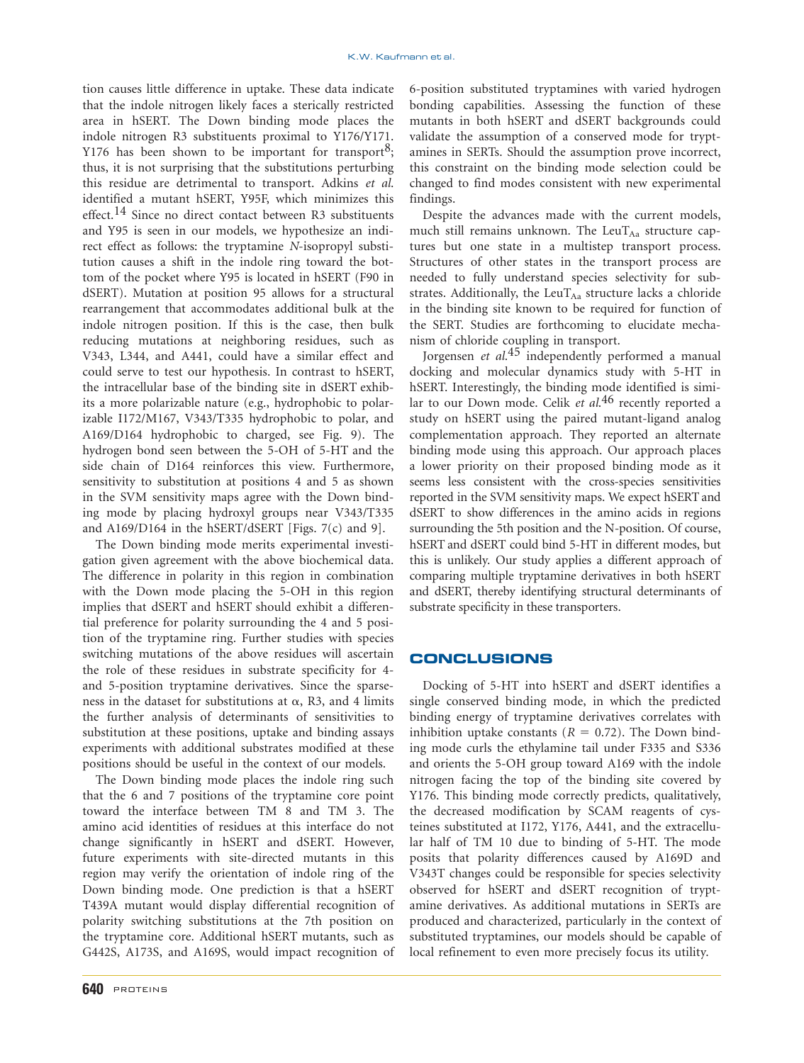tion causes little difference in uptake. These data indicate that the indole nitrogen likely faces a sterically restricted area in hSERT. The Down binding mode places the indole nitrogen R3 substituents proximal to Y176/Y171. Y176 has been shown to be important for transport[8]; thus, it is not surprising that the substitutions perturbing this residue are detrimental to transport. Adkins *et al.* identified a mutant hSERT, Y95F, which minimizes this effect.[14] Since no direct contact between R3 substituents and Y95 is seen in our models, we hypothesize an indirect effect as follows: the tryptamine *N*-isopropyl substitution causes a shift in the indole ring toward the bottom of the pocket where Y95 is located in hSERT (F90 in dSERT). Mutation at position 95 allows for a structural rearrangement that accommodates additional bulk at the indole nitrogen position. If this is the case, then bulk reducing mutations at neighboring residues, such as V343, L344, and A441, could have a similar effect and could serve to test our hypothesis. In contrast to hSERT, the intracellular base of the binding site in dSERT exhibits a more polarizable nature (e.g., hydrophobic to polarizable I172/M167, V343/T335 hydrophobic to polar, and A169/D164 hydrophobic to charged, see Fig. 9). The hydrogen bond seen between the 5-OH of 5-HT and the side chain of D164 reinforces this view. Furthermore, sensitivity to substitution at positions 4 and 5 as shown in the SVM sensitivity maps agree with the Down binding mode by placing hydroxyl groups near V343/T335 and A169/D164 in the hSERT/dSERT [Figs. 7(c) and 9].

The Down binding mode merits experimental investigation given agreement with the above biochemical data. The difference in polarity in this region in combination with the Down mode placing the 5-OH in this region implies that dSERT and hSERT should exhibit a differential preference for polarity surrounding the 4 and 5 position of the tryptamine ring. Further studies with species switching mutations of the above residues will ascertain the role of these residues in substrate specificity for 4- and 5-position tryptamine derivatives. Since the sparseness in the dataset for substitutions at α, R3, and 4 limits the further analysis of determinants of sensitivities to substitution at these positions, uptake and binding assays experiments with additional substrates modified at these positions should be useful in the context of our models.

The Down binding mode places the indole ring such that the 6 and 7 positions of the tryptamine core point toward the interface between TM 8 and TM 3. The amino acid identities of residues at this interface do not change significantly in hSERT and dSERT. However, future experiments with site-directed mutants in this region may verify the orientation of indole ring of the Down binding mode. One prediction is that a hSERT T439A mutant would display differential recognition of polarity switching substitutions at the 7th position on the tryptamine core. Additional hSERT mutants, such as G442S, A173S, and A169S, would impact recognition of 6-position substituted tryptamines with varied hydrogen bonding capabilities. Assessing the function of these mutants in both hSERT and dSERT backgrounds could validate the assumption of a conserved mode for tryptamines in SERTs. Should the assumption prove incorrect, this constraint on the binding mode selection could be changed to find modes consistent with new experimental findings.

Despite the advances made with the current models, much still remains unknown. The $LeuT_{Aa}$ structure captures but one state in a multistep transport process. Structures of other states in the transport process are needed to fully understand species selectivity for substrates. Additionally, the $LeuT_{Aa}$ structure lacks a chloride in the binding site known to be required for function of the SERT. Studies are forthcoming to elucidate mechanism of chloride coupling in transport.

Jorgensen *et al.*[45] independently performed a manual docking and molecular dynamics study with 5-HT in hSERT. Interestingly, the binding mode identified is similar to our Down mode. Celik *et al.*[46] recently reported a study on hSERT using the paired mutant-ligand analog complementation approach. They reported an alternate binding mode using this approach. Our approach places a lower priority on their proposed binding mode as it seems less consistent with the cross-species sensitivities reported in the SVM sensitivity maps. We expect hSERT and dSERT to show differences in the amino acids in regions surrounding the 5th position and the N-position. Of course, hSERT and dSERT could bind 5-HT in different modes, but this is unlikely. Our study applies a different approach of comparing multiple tryptamine derivatives in both hSERT and dSERT, thereby identifying structural determinants of substrate specificity in these transporters.

## CONCLUSIONS

Docking of 5-HT into hSERT and dSERT identifies a single conserved binding mode, in which the predicted binding energy of tryptamine derivatives correlates with inhibition uptake constants ($R = 0.72$). The Down binding mode curls the ethylamine tail under F335 and S336 and orients the 5-OH group toward A169 with the indole nitrogen facing the top of the binding site covered by Y176. This binding mode correctly predicts, qualitatively, the decreased modification by SCAM reagents of cysteines substituted at I172, Y176, A441, and the extracellular half of TM 10 due to binding of 5-HT. The mode posits that polarity differences caused by A169D and V343T changes could be responsible for species selectivity observed for hSERT and dSERT recognition of tryptamine derivatives. As additional mutations in SERTs are produced and characterized, particularly in the context of substituted tryptamines, our models should be capable of local refinement to even more precisely focus its utility.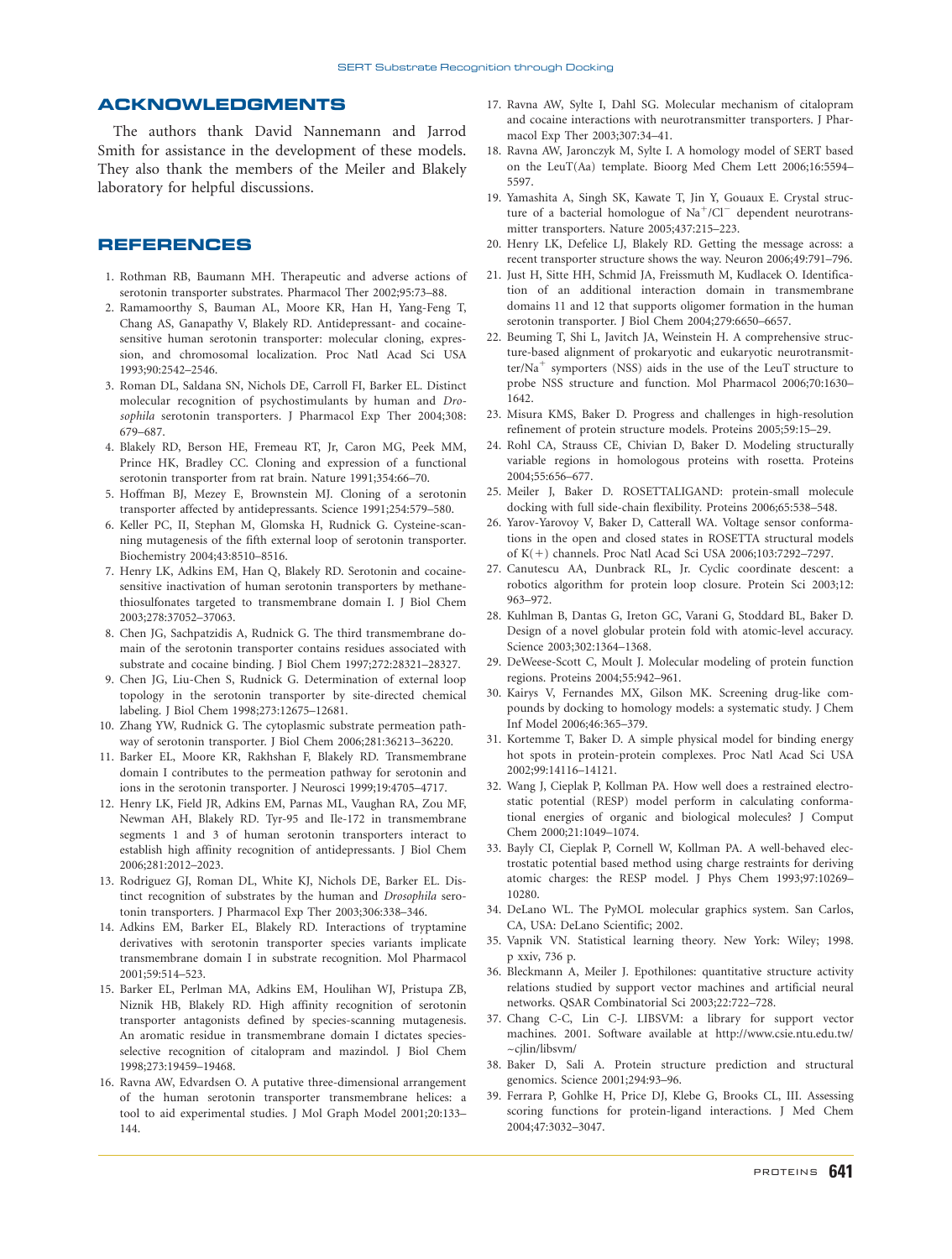## ACKNOWLEDGMENTS

The authors thank David Nannemann and Jarrod Smith for assistance in the development of these models. They also thank the members of the Meiler and Blakely laboratory for helpful discussions.

## REFERENCES

1. Rothman RB, Baumann MH. Therapeutic and adverse actions of serotonin transporter substrates. Pharmacol Ther 2002;95:73–88.
2. Ramamoorthy S, Bauman AL, Moore KR, Han H, Yang-Feng T, Chang AS, Ganapathy V, Blakely RD. Antidepressant- and cocaine-sensitive human serotonin transporter: molecular cloning, expression, and chromosomal localization. Proc Natl Acad Sci USA 1993;90:2542–2546.
3. Roman DL, Saldana SN, Nichols DE, Carroll FI, Barker EL. Distinct molecular recognition of psychostimulants by human and *Drosophila* serotonin transporters. J Pharmacol Exp Ther 2004;308: 679–687.
4. Blakely RD, Berson HE, Fremeau RT, Jr, Caron MG, Peek MM, Prince HK, Bradley CC. Cloning and expression of a functional serotonin transporter from rat brain. Nature 1991;354:66–70.
5. Hoffman BJ, Mezey E, Brownstein MJ. Cloning of a serotonin transporter affected by antidepressants. Science 1991;254:579–580.
6. Keller PC, II, Stephan M, Glomska H, Rudnick G. Cysteine-scanning mutagenesis of the fifth external loop of serotonin transporter. Biochemistry 2004;43:8510–8516.
7. Henry LK, Adkins EM, Han Q, Blakely RD. Serotonin and cocaine-sensitive inactivation of human serotonin transporters by methanethiosulfonates targeted to transmembrane domain I. J Biol Chem 2003;278:37052–37063.
8. Chen JG, Sachpatzidis A, Rudnick G. The third transmembrane domain of the serotonin transporter contains residues associated with substrate and cocaine binding. J Biol Chem 1997;272:28321–28327.
9. Chen JG, Liu-Chen S, Rudnick G. Determination of external loop topology in the serotonin transporter by site-directed chemical labeling. J Biol Chem 1998;273:12675–12681.
10. Zhang YW, Rudnick G. The cytoplasmic substrate permeation pathway of serotonin transporter. J Biol Chem 2006;281:36213–36220.
11. Barker EL, Moore KR, Rakhshan F, Blakely RD. Transmembrane domain I contributes to the permeation pathway for serotonin and ions in the serotonin transporter. J Neurosci 1999;19:4705–4717.
12. Henry LK, Field JR, Adkins EM, Parnas ML, Vaughan RA, Zou MF, Newman AH, Blakely RD. Tyr-95 and Ile-172 in transmembrane segments 1 and 3 of human serotonin transporters interact to establish high affinity recognition of antidepressants. J Biol Chem 2006;281:2012–2023.
13. Rodriguez GJ, Roman DL, White KJ, Nichols DE, Barker EL. Distinct recognition of substrates by the human and *Drosophila* serotonin transporters. J Pharmacol Exp Ther 2003;306:338–346.
14. Adkins EM, Barker EL, Blakely RD. Interactions of tryptamine derivatives with serotonin transporter species variants implicate transmembrane domain I in substrate recognition. Mol Pharmacol 2001;59:514–523.
15. Barker EL, Perlman MA, Adkins EM, Houlihan WJ, Pristupa ZB, Niznik HB, Blakely RD. High affinity recognition of serotonin transporter antagonists defined by species-scanning mutagenesis. An aromatic residue in transmembrane domain I dictates species-selective recognition of citalopram and mazindol. J Biol Chem 1998;273:19459–19468.
16. Ravna AW, Edvardsen O. A putative three-dimensional arrangement of the human serotonin transporter transmembrane helices: a tool to aid experimental studies. J Mol Graph Model 2001;20:133–144.
17. Ravna AW, Sylte I, Dahl SG. Molecular mechanism of citalopram and cocaine interactions with neurotransmitter transporters. J Pharmacol Exp Ther 2003;307:34–41.
18. Ravna AW, Jaronczyk M, Sylte I. A homology model of SERT based on the LeuT(Aa) template. Bioorg Med Chem Lett 2006;16:5594–5597.
19. Yamashita A, Singh SK, Kawate T, Jin Y, Gouaux E. Crystal structure of a bacterial homologue of $Na^+/Cl^-$ dependent neurotransmitter transporters. Nature 2005;437:215–223.
20. Henry LK, Defelice LJ, Blakely RD. Getting the message across: a recent transporter structure shows the way. Neuron 2006;49:791–796.
21. Just H, Sitte HH, Schmid JA, Freissmuth M, Kudlacek O. Identification of an additional interaction domain in transmembrane domains 11 and 12 that supports oligomer formation in the human serotonin transporter. J Biol Chem 2004;279:6650–6657.
22. Beuming T, Shi L, Javitch JA, Weinstein H. A comprehensive structure-based alignment of prokaryotic and eukaryotic neurotransmitter/$Na^+$ symporters (NSS) aids in the use of the LeuT structure to probe NSS structure and function. Mol Pharmacol 2006;70:1630–1642.
23. Misura KMS, Baker D. Progress and challenges in high-resolution refinement of protein structure models. Proteins 2005;59:15–29.
24. Rohl CA, Strauss CE, Chivian D, Baker D. Modeling structurally variable regions in homologous proteins with rosetta. Proteins 2004;55:656–677.
25. Meiler J, Baker D. ROSETTALIGAND: protein-small molecule docking with full side-chain flexibility. Proteins 2006;65:538–548.
26. Yarov-Yarovoy V, Baker D, Catterall WA. Voltage sensor conformations in the open and closed states in ROSETTA structural models of K(+) channels. Proc Natl Acad Sci USA 2006;103:7292–7297.
27. Canutescu AA, Dunbrack RL, Jr. Cyclic coordinate descent: a robotics algorithm for protein loop closure. Protein Sci 2003;12: 963–972.
28. Kuhlman B, Dantas G, Ireton GC, Varani G, Stoddard BL, Baker D. Design of a novel globular protein fold with atomic-level accuracy. Science 2003;302:1364–1368.
29. DeWeese-Scott C, Moult J. Molecular modeling of protein function regions. Proteins 2004;55:942–961.
30. Kairys V, Fernandes MX, Gilson MK. Screening drug-like compounds by docking to homology models: a systematic study. J Chem Inf Model 2006;46:365–379.
31. Kortemme T, Baker D. A simple physical model for binding energy hot spots in protein-protein complexes. Proc Natl Acad Sci USA 2002;99:14116–14121.
32. Wang J, Cieplak P, Kollman PA. How well does a restrained electrostatic potential (RESP) model perform in calculating conformational energies of organic and biological molecules? J Comput Chem 2000;21:1049–1074.
33. Bayly CI, Cieplak P, Cornell W, Kollman PA. A well-behaved electrostatic potential based method using charge restraints for deriving atomic charges: the RESP model. J Phys Chem 1993;97:10269–10280.
34. DeLano WL. The PyMOL molecular graphics system. San Carlos, CA, USA: DeLano Scientific; 2002.
35. Vapnik VN. Statistical learning theory. New York: Wiley; 1998. p xxiv, 736 p.
36. Bleckmann A, Meiler J. Epothilones: quantitative structure activity relations studied by support vector machines and artificial neural networks. QSAR Combinatorial Sci 2003;22:722–728.
37. Chang C-C, Lin C-J. LIBSVM: a library for support vector machines. 2001. Software available at http://www.csie.ntu.edu.tw/~cjlin/libsvm/
38. Baker D, Sali A. Protein structure prediction and structural genomics. Science 2001;294:93–96.
39. Ferrara P, Gohlke H, Price DJ, Klebe G, Brooks CL, III. Assessing scoring functions for protein-ligand interactions. J Med Chem 2004;47:3032–3047.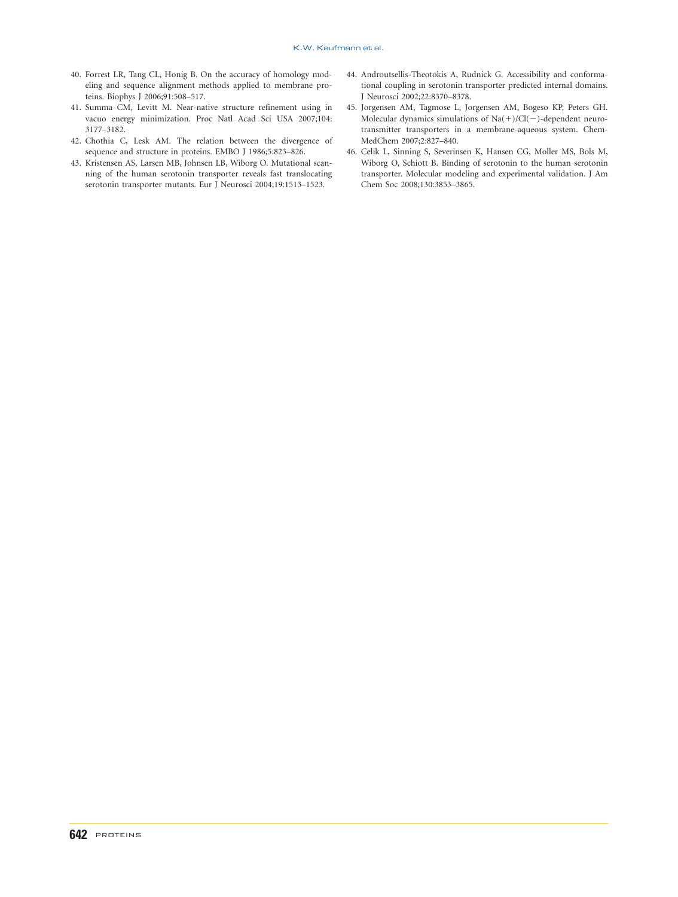40. Forrest LR, Tang CL, Honig B. On the accuracy of homology modeling and sequence alignment methods applied to membrane proteins. Biophys J 2006;91:508–517.
41. Summa CM, Levitt M. Near-native structure refinement using in vacuo energy minimization. Proc Natl Acad Sci USA 2007;104: 3177–3182.
42. Chothia C, Lesk AM. The relation between the divergence of sequence and structure in proteins. EMBO J 1986;5:823–826.
43. Kristensen AS, Larsen MB, Johnsen LB, Wiborg O. Mutational scanning of the human serotonin transporter reveals fast translocating serotonin transporter mutants. Eur J Neurosci 2004;19:1513–1523.
44. Androutsellis-Theotokis A, Rudnick G. Accessibility and conformational coupling in serotonin transporter predicted internal domains. J Neurosci 2002;22:8370–8378.
45. Jorgensen AM, Tagmose L, Jorgensen AM, Bogeso KP, Peters GH. Molecular dynamics simulations of Na(+)/Cl(−)-dependent neurotransmitter transporters in a membrane-aqueous system. ChemMedChem 2007;2:827–840.
46. Celik L, Sinning S, Severinsen K, Hansen CG, Moller MS, Bols M, Wiborg O, Schiott B. Binding of serotonin to the human serotonin transporter. Molecular modeling and experimental validation. J Am Chem Soc 2008;130:3853–3865.